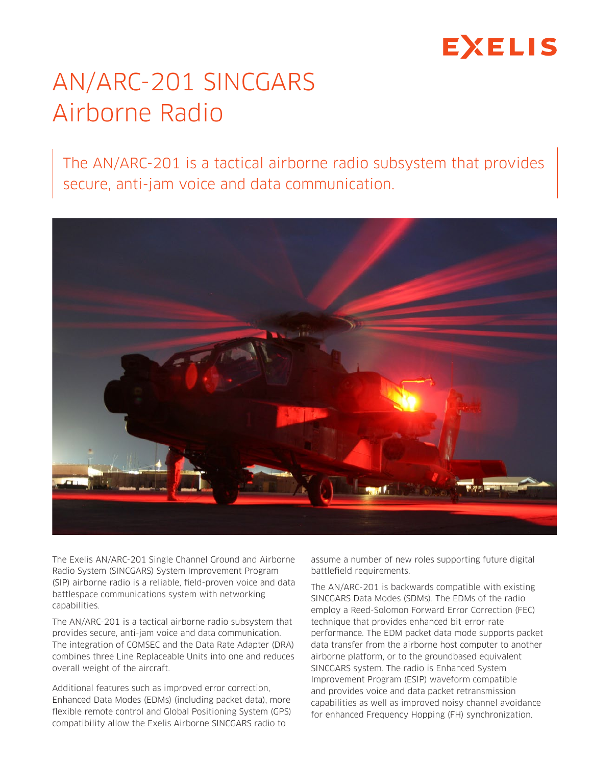EXELIS

# AN/ARC-201 SINCGARS Airborne Radio

The AN/ARC-201 is a tactical airborne radio subsystem that provides secure, anti-jam voice and data communication.

The Exelis AN/ARC-201 Single Channel Ground and Airborne Radio System (SINCGARS) System Improvement Program (SIP) airborne radio is a reliable, field-proven voice and data battlespace communications system with networking capabilities.

The AN/ARC-201 is a tactical airborne radio subsystem that provides secure, anti-jam voice and data communication. The integration of COMSEC and the Data Rate Adapter (DRA) combines three Line Replaceable Units into one and reduces overall weight of the aircraft.

Additional features such as improved error correction, Enhanced Data Modes (EDMs) (including packet data), more flexible remote control and Global Positioning System (GPS) compatibility allow the Exelis Airborne SINCGARS radio to assume a number of new roles supporting future digital battlefield requirements.

The AN/ARC-201 is backwards compatible with existing SINCGARS Data Modes (SDMs). The EDMs of the radio employ a Reed-Solomon Forward Error Correction (FEC) technique that provides enhanced bit-error-rate performance. The EDM packet data mode supports packet data transfer from the airborne host computer to another airborne platform, or to the groundbased equivalent SINCGARS system. The radio is Enhanced System Improvement Program (ESIP) waveform compatible and provides voice and data packet retransmission capabilities as well as improved noisy channel avoidance for enhanced Frequency Hopping (FH) synchronization.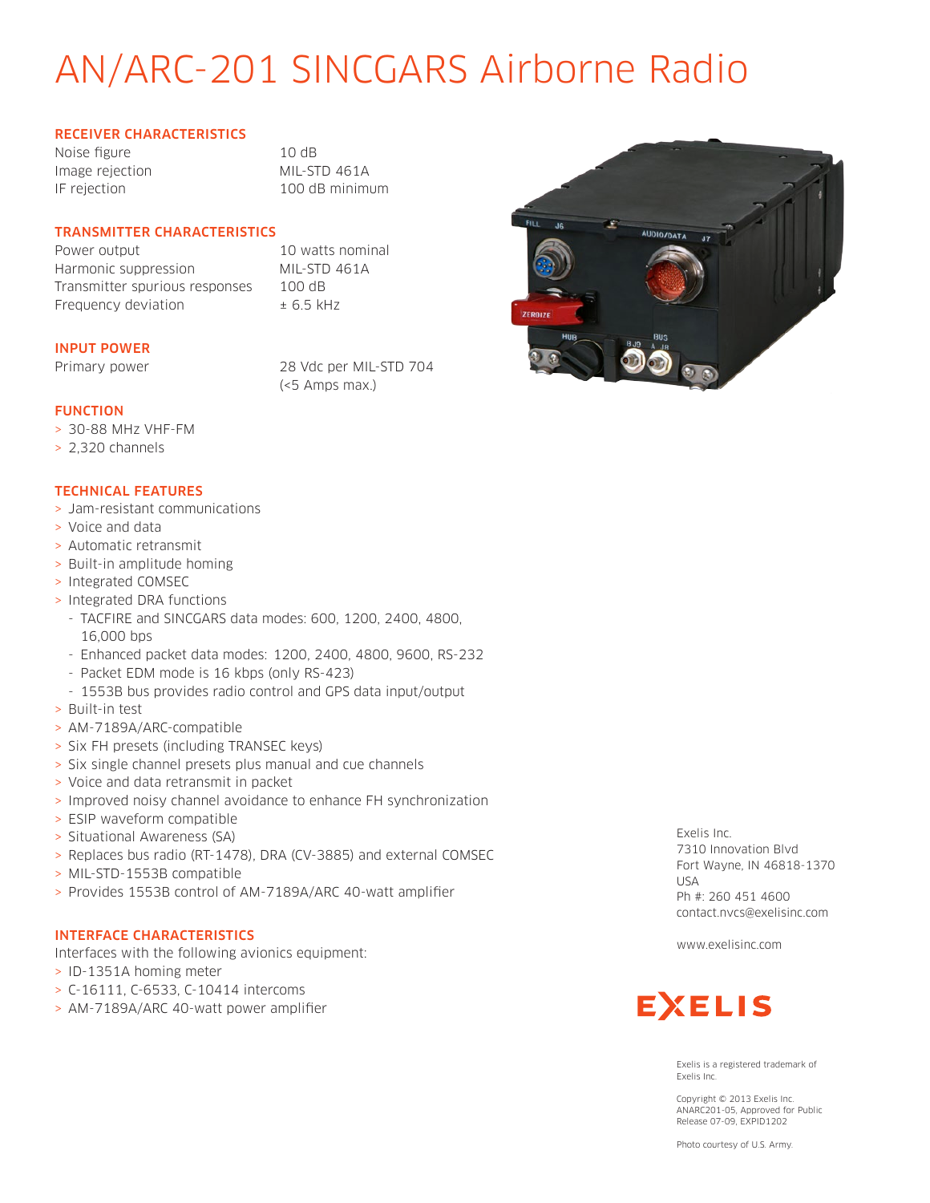# AN/ARC-201 SINCGARS Airborne Radio

## RECEIVER CHARACTERISTICS

| | |
|---|---|
| Noise figure | 10 dB |
| Image rejection | MIL-STD 461A |
| IF rejection | 100 dB minimum |

## TRANSMITTER CHARACTERISTICS

| | |
|---|---|
| Power output | 10 watts nominal |
| Harmonic suppression | MIL-STD 461A |
| Transmitter spurious responses | 100 dB |
| Frequency deviation | ± 6.5 kHz |

## INPUT POWER

| | |
|---|---|
| Primary power | 28 Vdc per MIL-STD 704 (<5 Amps max.) |

## FUNCTION

> 30-88 MHz VHF-FM
> 2,320 channels

## TECHNICAL FEATURES

> Jam-resistant communications
> Voice and data
> Automatic retransmit
> Built-in amplitude homing
> Integrated COMSEC
> Integrated DRA functions
  - TACFIRE and SINCGARS data modes: 600, 1200, 2400, 4800, 16,000 bps
  - Enhanced packet data modes: 1200, 2400, 4800, 9600, RS-232
  - Packet EDM mode is 16 kbps (only RS-423)
  - 1553B bus provides radio control and GPS data input/output
> Built-in test
> AM-7189A/ARC-compatible
> Six FH presets (including TRANSEC keys)
> Six single channel presets plus manual and cue channels
> Voice and data retransmit in packet
> Improved noisy channel avoidance to enhance FH synchronization
> ESIP waveform compatible
> Situational Awareness (SA)
> Replaces bus radio (RT-1478), DRA (CV-3885) and external COMSEC
> MIL-STD-1553B compatible
> Provides 1553B control of AM-7189A/ARC 40-watt amplifier

## INTERFACE CHARACTERISTICS

Interfaces with the following avionics equipment:

> ID-1351A homing meter
> C-16111, C-6533, C-10414 intercoms
> AM-7189A/ARC 40-watt power amplifier

Exelis Inc.
7310 Innovation Blvd
Fort Wayne, IN 46818-1370
USA
Ph #: 260 451 4600
contact.nvcs@exelisinc.com

www.exelisinc.com

EXELIS

Exelis is a registered trademark of Exelis Inc.

Copyright © 2013 Exelis Inc.
ANARC201-05, Approved for Public Release 07-09, EXPID1202

Photo courtesy of U.S. Army.